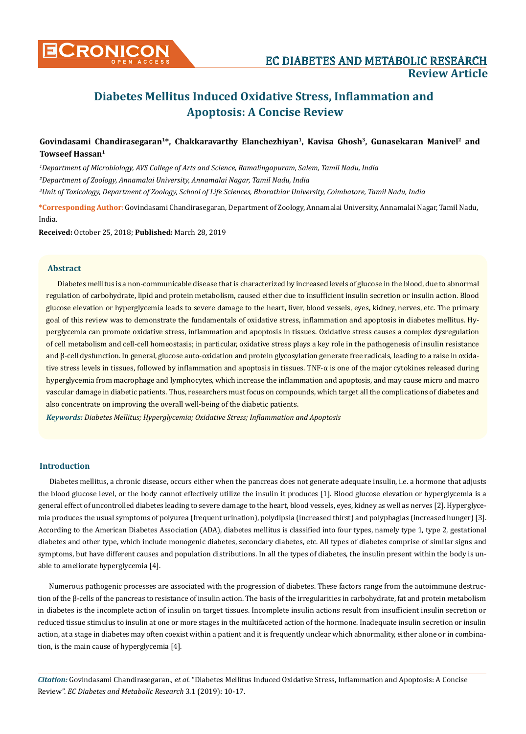# Diabetes Mellitus Induced Oxidative Stress, Inflammation and Apoptosis: A Concise Review

**Govindasami Chandirasegaran[1]\*, Chakkaravarthy Elanchezhiyan[1], Kavisa Ghosh[3], Gunasekaran Manivel[2] and Towseef Hassan[1]**

[1]*Department of Microbiology, AVS College of Arts and Science, Ramalingapuram, Salem, Tamil Nadu, India*

[2]*Department of Zoology, Annamalai University, Annamalai Nagar, Tamil Nadu, India*

[3]*Unit of Toxicology, Department of Zoology, School of Life Sciences, Bharathiar University, Coimbatore, Tamil Nadu, India*

**\*Corresponding Author**: Govindasami Chandirasegaran, Department of Zoology, Annamalai University, Annamalai Nagar, Tamil Nadu, India.

**Received:** October 25, 2018; **Published:** March 28, 2019

### Abstract

Diabetes mellitus is a non-communicable disease that is characterized by increased levels of glucose in the blood, due to abnormal regulation of carbohydrate, lipid and protein metabolism, caused either due to insufficient insulin secretion or insulin action. Blood glucose elevation or hyperglycemia leads to severe damage to the heart, liver, blood vessels, eyes, kidney, nerves, etc. The primary goal of this review was to demonstrate the fundamentals of oxidative stress, inflammation and apoptosis in diabetes mellitus. Hyperglycemia can promote oxidative stress, inflammation and apoptosis in tissues. Oxidative stress causes a complex dysregulation of cell metabolism and cell-cell homeostasis; in particular, oxidative stress plays a key role in the pathogenesis of insulin resistance and β-cell dysfunction. In general, glucose auto-oxidation and protein glycosylation generate free radicals, leading to a raise in oxidative stress levels in tissues, followed by inflammation and apoptosis in tissues. TNF-α is one of the major cytokines released during hyperglycemia from macrophage and lymphocytes, which increase the inflammation and apoptosis, and may cause micro and macro vascular damage in diabetic patients. Thus, researchers must focus on compounds, which target all the complications of diabetes and also concentrate on improving the overall well-being of the diabetic patients.

***Keywords:*** *Diabetes Mellitus; Hyperglycemia; Oxidative Stress; Inflammation and Apoptosis*

### Introduction

Diabetes mellitus, a chronic disease, occurs either when the pancreas does not generate adequate insulin, i.e. a hormone that adjusts the blood glucose level, or the body cannot effectively utilize the insulin it produces [1]. Blood glucose elevation or hyperglycemia is a general effect of uncontrolled diabetes leading to severe damage to the heart, blood vessels, eyes, kidney as well as nerves [2]. Hyperglycemia produces the usual symptoms of polyurea (frequent urination), polydipsia (increased thirst) and polyphagias (increased hunger) [3]. According to the American Diabetes Association (ADA), diabetes mellitus is classified into four types, namely type 1, type 2, gestational diabetes and other type, which include monogenic diabetes, secondary diabetes, etc. All types of diabetes comprise of similar signs and symptoms, but have different causes and population distributions. In all the types of diabetes, the insulin present within the body is unable to ameliorate hyperglycemia [4].

Numerous pathogenic processes are associated with the progression of diabetes. These factors range from the autoimmune destruction of the β-cells of the pancreas to resistance of insulin action. The basis of the irregularities in carbohydrate, fat and protein metabolism in diabetes is the incomplete action of insulin on target tissues. Incomplete insulin actions result from insufficient insulin secretion or reduced tissue stimulus to insulin at one or more stages in the multifaceted action of the hormone. Inadequate insulin secretion or insulin action, at a stage in diabetes may often coexist within a patient and it is frequently unclear which abnormality, either alone or in combination, is the main cause of hyperglycemia [4].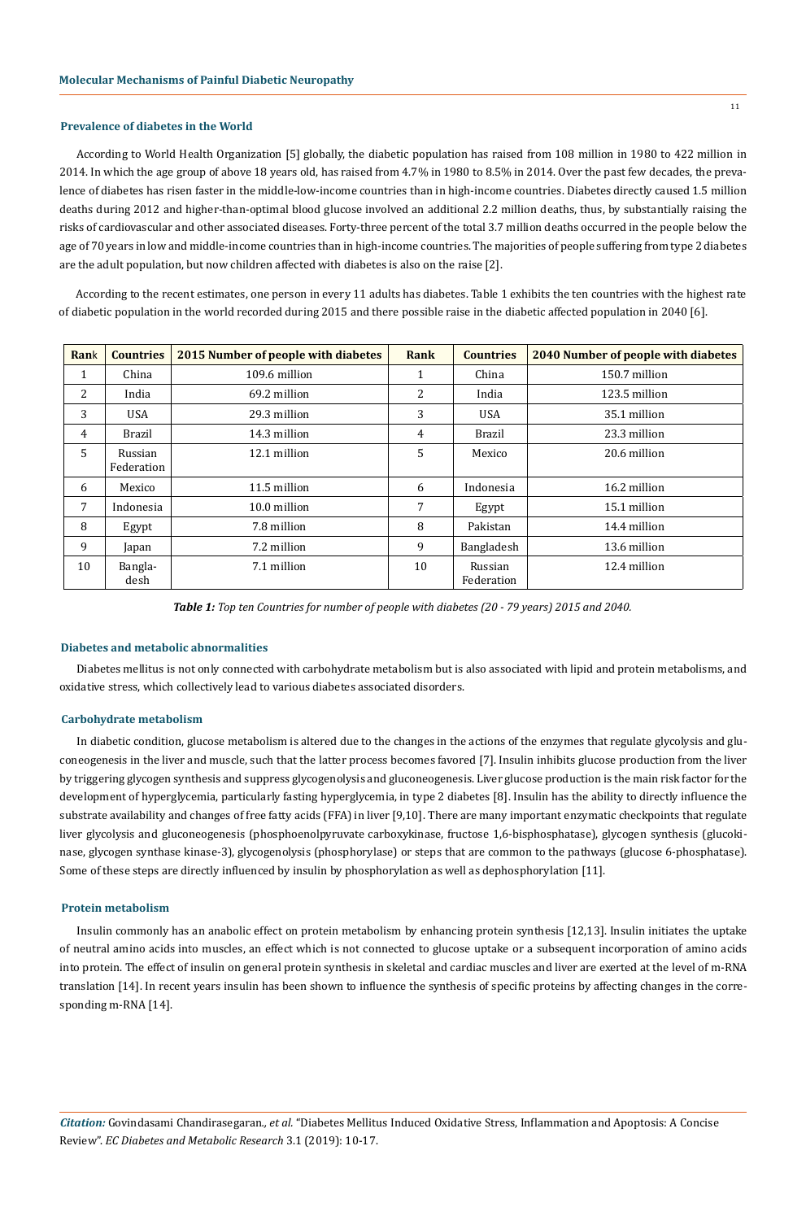### Prevalence of diabetes in the World

According to World Health Organization [5] globally, the diabetic population has raised from 108 million in 1980 to 422 million in 2014. In which the age group of above 18 years old, has raised from 4.7% in 1980 to 8.5% in 2014. Over the past few decades, the prevalence of diabetes has risen faster in the middle-low-income countries than in high-income countries. Diabetes directly caused 1.5 million deaths during 2012 and higher-than-optimal blood glucose involved an additional 2.2 million deaths, thus, by substantially raising the risks of cardiovascular and other associated diseases. Forty-three percent of the total 3.7 million deaths occurred in the people below the age of 70 years in low and middle-income countries than in high-income countries. The majorities of people suffering from type 2 diabetes are the adult population, but now children affected with diabetes is also on the raise [2].

According to the recent estimates, one person in every 11 adults has diabetes. Table 1 exhibits the ten countries with the highest rate of diabetic population in the world recorded during 2015 and there possible raise in the diabetic affected population in 2040 [6].

| Rank | Countries | 2015 Number of people with diabetes | Rank | Countries | 2040 Number of people with diabetes |
|---|---|---|---|---|---|
| 1 | China | 109.6 million | 1 | China | 150.7 million |
| 2 | India | 69.2 million | 2 | India | 123.5 million |
| 3 | USA | 29.3 million | 3 | USA | 35.1 million |
| 4 | Brazil | 14.3 million | 4 | Brazil | 23.3 million |
| 5 | Russian Federation | 12.1 million | 5 | Mexico | 20.6 million |
| 6 | Mexico | 11.5 million | 6 | Indonesia | 16.2 million |
| 7 | Indonesia | 10.0 million | 7 | Egypt | 15.1 million |
| 8 | Egypt | 7.8 million | 8 | Pakistan | 14.4 million |
| 9 | Japan | 7.2 million | 9 | Bangladesh | 13.6 million |
| 10 | Bangla-desh | 7.1 million | 10 | Russian Federation | 12.4 million |

***Table 1:*** *Top ten Countries for number of people with diabetes (20 - 79 years) 2015 and 2040.*

### Diabetes and metabolic abnormalities

Diabetes mellitus is not only connected with carbohydrate metabolism but is also associated with lipid and protein metabolisms, and oxidative stress, which collectively lead to various diabetes associated disorders.

### Carbohydrate metabolism

In diabetic condition, glucose metabolism is altered due to the changes in the actions of the enzymes that regulate glycolysis and gluconeogenesis in the liver and muscle, such that the latter process becomes favored [7]. Insulin inhibits glucose production from the liver by triggering glycogen synthesis and suppress glycogenolysis and gluconeogenesis. Liver glucose production is the main risk factor for the development of hyperglycemia, particularly fasting hyperglycemia, in type 2 diabetes [8]. Insulin has the ability to directly influence the substrate availability and changes of free fatty acids (FFA) in liver [9,10]. There are many important enzymatic checkpoints that regulate liver glycolysis and gluconeogenesis (phosphoenolpyruvate carboxykinase, fructose 1,6-bisphosphatase), glycogen synthesis (glucokinase, glycogen synthase kinase-3), glycogenolysis (phosphorylase) or steps that are common to the pathways (glucose 6-phosphatase). Some of these steps are directly influenced by insulin by phosphorylation as well as dephosphorylation [11].

### Protein metabolism

Insulin commonly has an anabolic effect on protein metabolism by enhancing protein synthesis [12,13]. Insulin initiates the uptake of neutral amino acids into muscles, an effect which is not connected to glucose uptake or a subsequent incorporation of amino acids into protein. The effect of insulin on general protein synthesis in skeletal and cardiac muscles and liver are exerted at the level of m-RNA translation [14]. In recent years insulin has been shown to influence the synthesis of specific proteins by affecting changes in the corresponding m-RNA [14].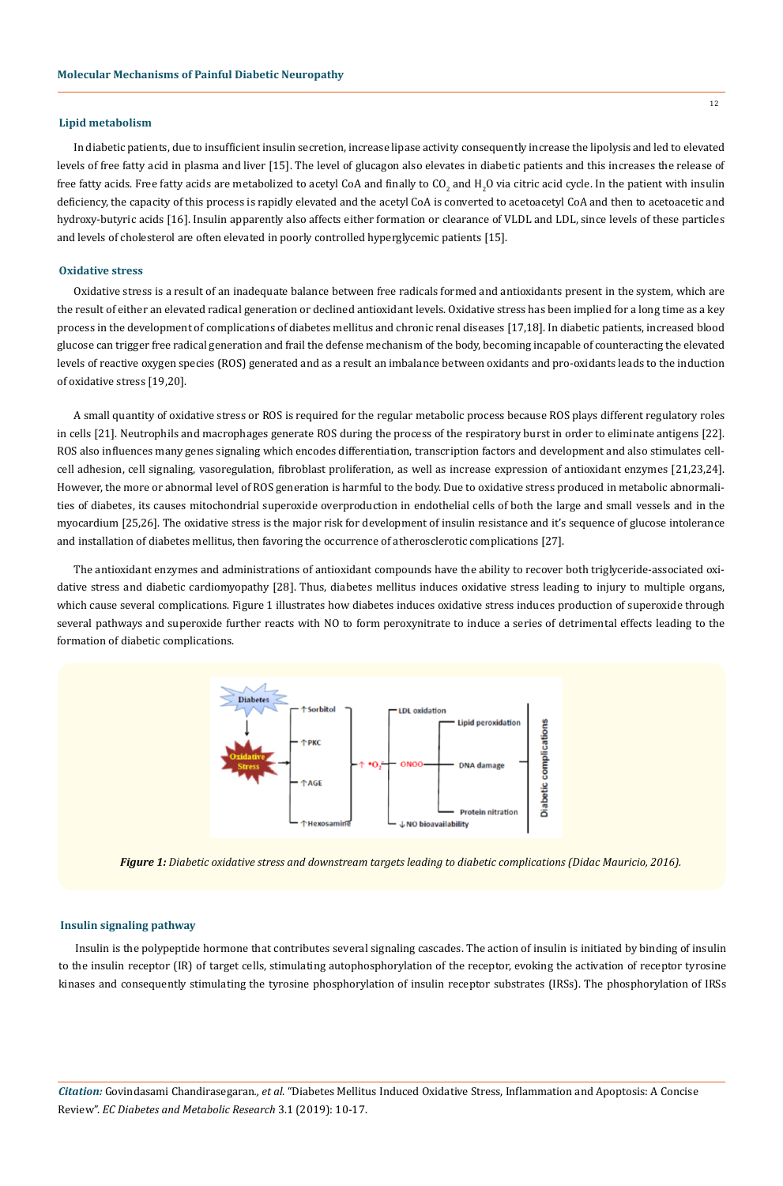## Lipid metabolism

In diabetic patients, due to insufficient insulin secretion, increase lipase activity consequently increase the lipolysis and led to elevated levels of free fatty acid in plasma and liver [15]. The level of glucagon also elevates in diabetic patients and this increases the release of free fatty acids. Free fatty acids are metabolized to acetyl CoA and finally to $CO_2$ and $H_2O$ via citric acid cycle. In the patient with insulin deficiency, the capacity of this process is rapidly elevated and the acetyl CoA is converted to acetoacetyl CoA and then to acetoacetic and hydroxy-butyric acids [16]. Insulin apparently also affects either formation or clearance of VLDL and LDL, since levels of these particles and levels of cholesterol are often elevated in poorly controlled hyperglycemic patients [15].

## Oxidative stress

Oxidative stress is a result of an inadequate balance between free radicals formed and antioxidants present in the system, which are the result of either an elevated radical generation or declined antioxidant levels. Oxidative stress has been implied for a long time as a key process in the development of complications of diabetes mellitus and chronic renal diseases [17,18]. In diabetic patients, increased blood glucose can trigger free radical generation and frail the defense mechanism of the body, becoming incapable of counteracting the elevated levels of reactive oxygen species (ROS) generated and as a result an imbalance between oxidants and pro-oxidants leads to the induction of oxidative stress [19,20].

A small quantity of oxidative stress or ROS is required for the regular metabolic process because ROS plays different regulatory roles in cells [21]. Neutrophils and macrophages generate ROS during the process of the respiratory burst in order to eliminate antigens [22]. ROS also influences many genes signaling which encodes differentiation, transcription factors and development and also stimulates cell-cell adhesion, cell signaling, vasoregulation, fibroblast proliferation, as well as increase expression of antioxidant enzymes [21,23,24]. However, the more or abnormal level of ROS generation is harmful to the body. Due to oxidative stress produced in metabolic abnormalities of diabetes, its causes mitochondrial superoxide overproduction in endothelial cells of both the large and small vessels and in the myocardium [25,26]. The oxidative stress is the major risk for development of insulin resistance and it's sequence of glucose intolerance and installation of diabetes mellitus, then favoring the occurrence of atherosclerotic complications [27].

The antioxidant enzymes and administrations of antioxidant compounds have the ability to recover both triglyceride-associated oxidative stress and diabetic cardiomyopathy [28]. Thus, diabetes mellitus induces oxidative stress leading to injury to multiple organs, which cause several complications. Figure 1 illustrates how diabetes induces oxidative stress induces production of superoxide through several pathways and superoxide further reacts with NO to form peroxynitrate to induce a series of detrimental effects leading to the formation of diabetic complications.

***Figure 1:*** *Diabetic oxidative stress and downstream targets leading to diabetic complications (Didac Mauricio, 2016).*

## Insulin signaling pathway

Insulin is the polypeptide hormone that contributes several signaling cascades. The action of insulin is initiated by binding of insulin to the insulin receptor (IR) of target cells, stimulating autophosphorylation of the receptor, evoking the activation of receptor tyrosine kinases and consequently stimulating the tyrosine phosphorylation of insulin receptor substrates (IRSs). The phosphorylation of IRSs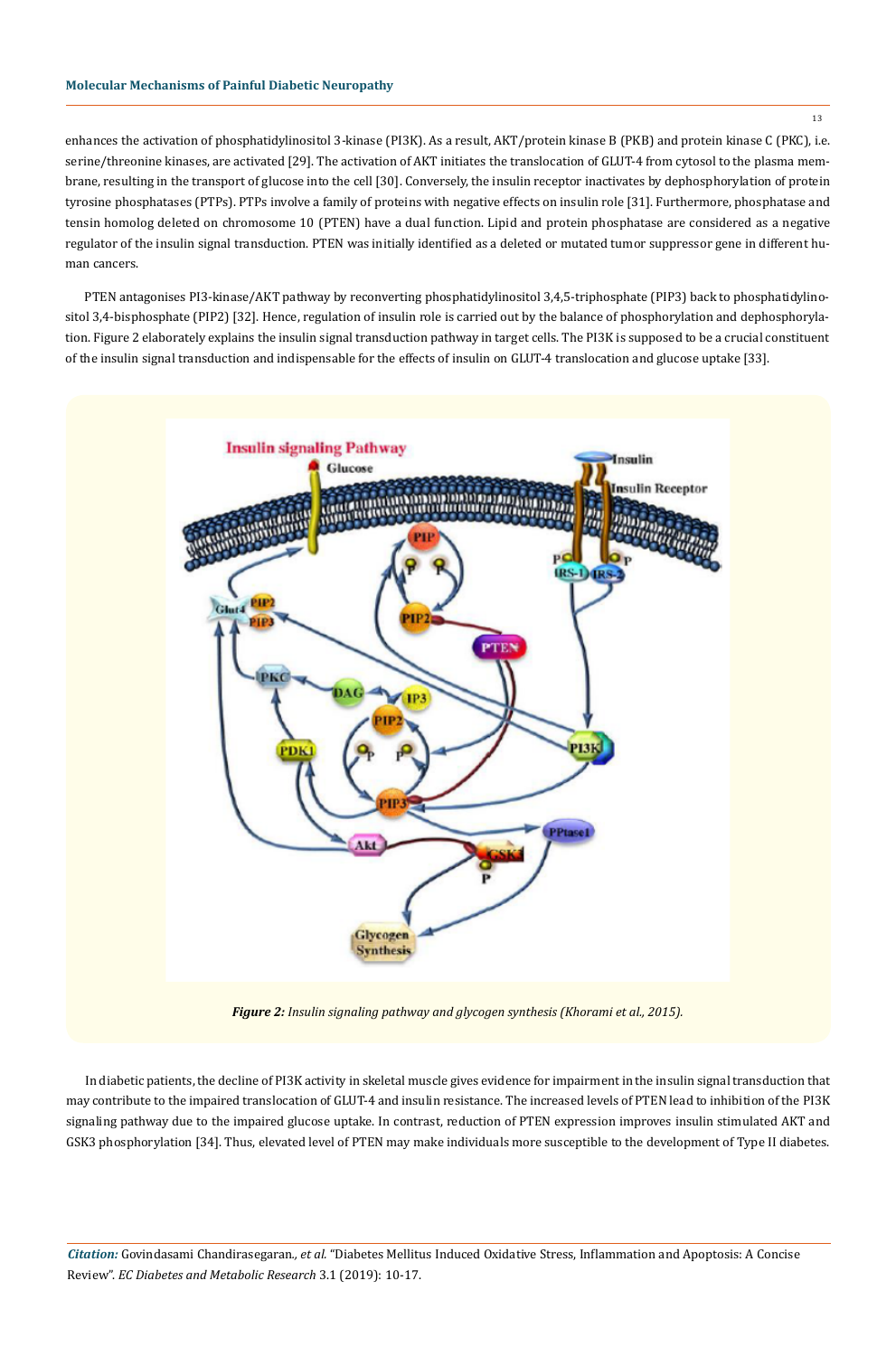enhances the activation of phosphatidylinositol 3-kinase (PI3K). As a result, AKT/protein kinase B (PKB) and protein kinase C (PKC), i.e. serine/threonine kinases, are activated [29]. The activation of AKT initiates the translocation of GLUT-4 from cytosol to the plasma membrane, resulting in the transport of glucose into the cell [30]. Conversely, the insulin receptor inactivates by dephosphorylation of protein tyrosine phosphatases (PTPs). PTPs involve a family of proteins with negative effects on insulin role [31]. Furthermore, phosphatase and tensin homolog deleted on chromosome 10 (PTEN) have a dual function. Lipid and protein phosphatase are considered as a negative regulator of the insulin signal transduction. PTEN was initially identified as a deleted or mutated tumor suppressor gene in different human cancers.

PTEN antagonises PI3-kinase/AKT pathway by reconverting phosphatidylinositol 3,4,5-triphosphate (PIP3) back to phosphatidylinositol 3,4-bisphosphate (PIP2) [32]. Hence, regulation of insulin role is carried out by the balance of phosphorylation and dephosphorylation. Figure 2 elaborately explains the insulin signal transduction pathway in target cells. The PI3K is supposed to be a crucial constituent of the insulin signal transduction and indispensable for the effects of insulin on GLUT-4 translocation and glucose uptake [33].

*Figure 2: Insulin signaling pathway and glycogen synthesis (Khorami et al., 2015).*

In diabetic patients, the decline of PI3K activity in skeletal muscle gives evidence for impairment in the insulin signal transduction that may contribute to the impaired translocation of GLUT-4 and insulin resistance. The increased levels of PTEN lead to inhibition of the PI3K signaling pathway due to the impaired glucose uptake. In contrast, reduction of PTEN expression improves insulin stimulated AKT and GSK3 phosphorylation [34]. Thus, elevated level of PTEN may make individuals more susceptible to the development of Type II diabetes.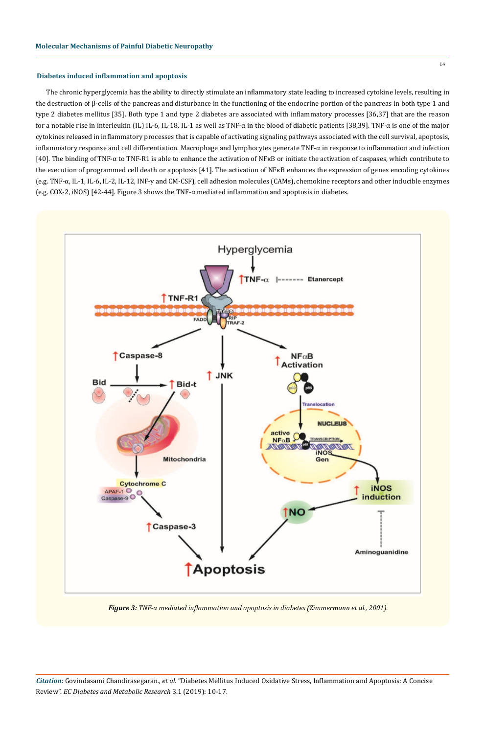### Diabetes induced inflammation and apoptosis

The chronic hyperglycemia has the ability to directly stimulate an inflammatory state leading to increased cytokine levels, resulting in the destruction of β-cells of the pancreas and disturbance in the functioning of the endocrine portion of the pancreas in both type 1 and type 2 diabetes mellitus [35]. Both type 1 and type 2 diabetes are associated with inflammatory processes [36,37] that are the reason for a notable rise in interleukin (IL) IL-6, IL-18, IL-1 as well as TNF-α in the blood of diabetic patients [38,39]. TNF-α is one of the major cytokines released in inflammatory processes that is capable of activating signaling pathways associated with the cell survival, apoptosis, inflammatory response and cell differentiation. Macrophage and lymphocytes generate TNF-α in response to inflammation and infection [40]. The binding of TNF-α to TNF-R1 is able to enhance the activation of NFκB or initiate the activation of caspases, which contribute to the execution of programmed cell death or apoptosis [41]. The activation of NFκB enhances the expression of genes encoding cytokines (e.g. TNF-α, IL-1, IL-6, IL-2, IL-12, INF-γ and CM-CSF), cell adhesion molecules (CAMs), chemokine receptors and other inducible enzymes (e.g. COX-2, iNOS) [42-44]. Figure 3 shows the TNF-α mediated inflammation and apoptosis in diabetes.

***Figure 3:*** *TNF-α mediated inflammation and apoptosis in diabetes (Zimmermann et al., 2001).*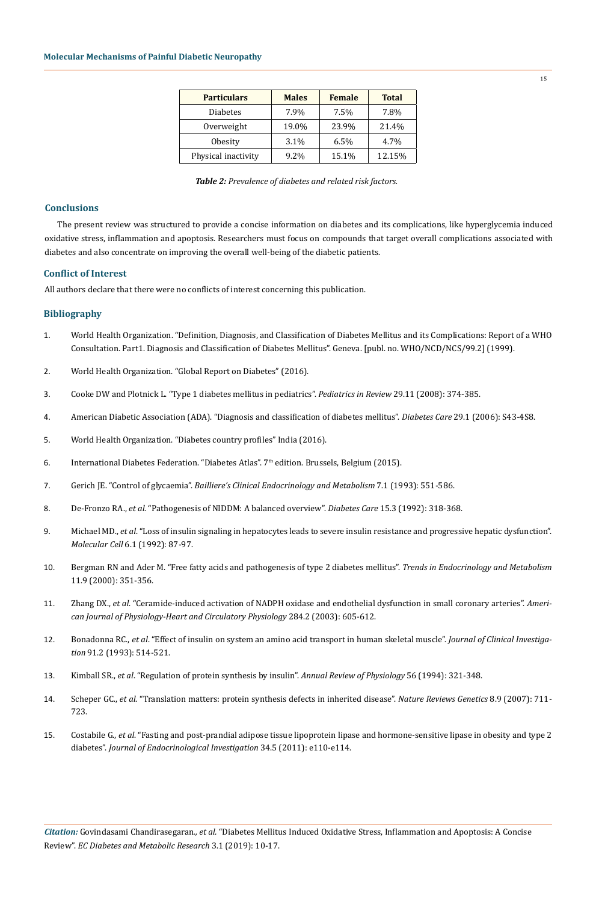| Particulars | Males | Female | Total |
|---|---|---|---|
| Diabetes | 7.9% | 7.5% | 7.8% |
| Overweight | 19.0% | 23.9% | 21.4% |
| Obesity | 3.1% | 6.5% | 4.7% |
| Physical inactivity | 9.2% | 15.1% | 12.15% |

***Table 2:*** *Prevalence of diabetes and related risk factors.*

## Conclusions

The present review was structured to provide a concise information on diabetes and its complications, like hyperglycemia induced oxidative stress, inflammation and apoptosis. Researchers must focus on compounds that target overall complications associated with diabetes and also concentrate on improving the overall well-being of the diabetic patients.

## Conflict of Interest

All authors declare that there were no conflicts of interest concerning this publication.

## Bibliography

1. World Health Organization. "Definition, Diagnosis, and Classification of Diabetes Mellitus and its Complications: Report of a WHO Consultation. Part1. Diagnosis and Classification of Diabetes Mellitus". Geneva. [publ. no. WHO/NCD/NCS/99.2] (1999).
2. World Health Organization. "Global Report on Diabetes" (2016).
3. Cooke DW and Plotnick L. "Type 1 diabetes mellitus in pediatrics". *Pediatrics in Review* 29.11 (2008): 374-385.
4. American Diabetic Association (ADA). "Diagnosis and classification of diabetes mellitus". *Diabetes Care* 29.1 (2006): S43-4S8.
5. World Health Organization. "Diabetes country profiles" India (2016).
6. International Diabetes Federation. "Diabetes Atlas". 7th edition. Brussels, Belgium (2015).
7. Gerich JE. "Control of glycaemia". *Bailliere's Clinical Endocrinology and Metabolism* 7.1 (1993): 551-586.
8. De-Fronzo RA., *et al*. "Pathogenesis of NIDDM: A balanced overview". *Diabetes Care* 15.3 (1992): 318-368.
9. Michael MD., *et al*. "Loss of insulin signaling in hepatocytes leads to severe insulin resistance and progressive hepatic dysfunction". *Molecular Cell* 6.1 (1992): 87-97.
10. Bergman RN and Ader M. "Free fatty acids and pathogenesis of type 2 diabetes mellitus". *Trends in Endocrinology and Metabolism* 11.9 (2000): 351-356.
11. Zhang DX., *et al*. "Ceramide-induced activation of NADPH oxidase and endothelial dysfunction in small coronary arteries". *American Journal of Physiology-Heart and Circulatory Physiology* 284.2 (2003): 605-612.
12. Bonadonna RC., *et al*. "Effect of insulin on system an amino acid transport in human skeletal muscle". *Journal of Clinical Investigation* 91.2 (1993): 514-521.
13. Kimball SR., *et al*. "Regulation of protein synthesis by insulin". *Annual Review of Physiology* 56 (1994): 321-348.
14. Scheper GC., *et al*. "Translation matters: protein synthesis defects in inherited disease". *Nature Reviews Genetics* 8.9 (2007): 711-723.
15. Costabile G., *et al*. "Fasting and post-prandial adipose tissue lipoprotein lipase and hormone-sensitive lipase in obesity and type 2 diabetes". *Journal of Endocrinological Investigation* 34.5 (2011): e110-e114.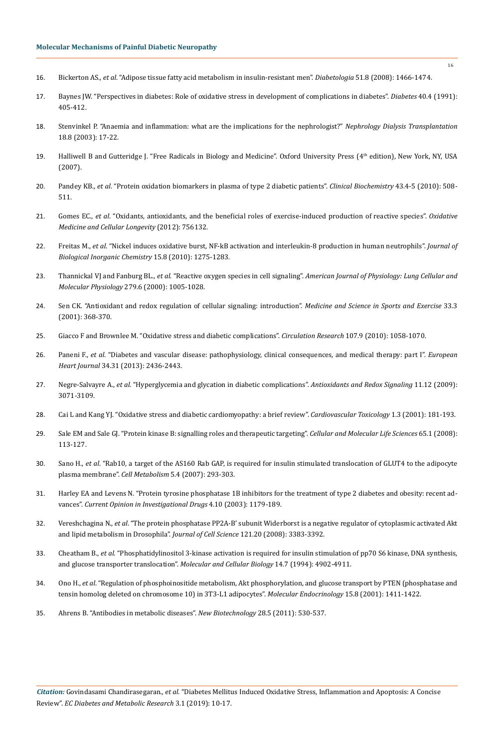16. Bickerton AS., *et al*. "Adipose tissue fatty acid metabolism in insulin-resistant men". *Diabetologia* 51.8 (2008): 1466-1474.
17. Baynes JW. "Perspectives in diabetes: Role of oxidative stress in development of complications in diabetes". *Diabetes* 40.4 (1991): 405-412.
18. Stenvinkel P. "Anaemia and inflammation: what are the implications for the nephrologist?" *Nephrology Dialysis Transplantation* 18.8 (2003): 17-22.
19. Halliwell B and Gutteridge J. "Free Radicals in Biology and Medicine". Oxford University Press (4th edition), New York, NY, USA (2007).
20. Pandey KB., *et al*. "Protein oxidation biomarkers in plasma of type 2 diabetic patients". *Clinical Biochemistry* 43.4-5 (2010): 508-511.
21. Gomes EC., *et al*. "Oxidants, antioxidants, and the beneficial roles of exercise-induced production of reactive species". *Oxidative Medicine and Cellular Longevity* (2012): 756132.
22. Freitas M., *et al*. "Nickel induces oxidative burst, NF-kB activation and interleukin-8 production in human neutrophils". *Journal of Biological Inorganic Chemistry* 15.8 (2010): 1275-1283.
23. Thannickal VJ and Fanburg BL., *et al*. "Reactive oxygen species in cell signaling". *American Journal of Physiology: Lung Cellular and Molecular Physiology* 279.6 (2000): 1005-1028.
24. Sen CK. "Antioxidant and redox regulation of cellular signaling: introduction". *Medicine and Science in Sports and Exercise* 33.3 (2001): 368-370.
25. Giacco F and Brownlee M. "Oxidative stress and diabetic complications". *Circulation Research* 107.9 (2010): 1058-1070.
26. Paneni F., *et al*. "Diabetes and vascular disease: pathophysiology, clinical consequences, and medical therapy: part I". *European Heart Journal* 34.31 (2013): 2436-2443.
27. Negre-Salvayre A., *et al*. "Hyperglycemia and glycation in diabetic complications". *Antioxidants and Redox Signaling* 11.12 (2009): 3071-3109.
28. Cai L and Kang YJ. "Oxidative stress and diabetic cardiomyopathy: a brief review". *Cardiovascular Toxicology* 1.3 (2001): 181-193.
29. Sale EM and Sale GJ. "Protein kinase B: signalling roles and therapeutic targeting". *Cellular and Molecular Life Sciences* 65.1 (2008): 113-127.
30. Sano H., *et al*. "Rab10, a target of the AS160 Rab GAP, is required for insulin stimulated translocation of GLUT4 to the adipocyte plasma membrane". *Cell Metabolism* 5.4 (2007): 293-303.
31. Harley EA and Levens N. "Protein tyrosine phosphatase 1B inhibitors for the treatment of type 2 diabetes and obesity: recent advances". *Current Opinion in Investigational Drugs* 4.10 (2003): 1179-189.
32. Vereshchagina N., *et al*. "The protein phosphatase PP2A-B' subunit Widerborst is a negative regulator of cytoplasmic activated Akt and lipid metabolism in Drosophila". *Journal of Cell Science* 121.20 (2008): 3383-3392.
33. Cheatham B., *et al*. "Phosphatidylinositol 3-kinase activation is required for insulin stimulation of pp70 S6 kinase, DNA synthesis, and glucose transporter translocation". *Molecular and Cellular Biology* 14.7 (1994): 4902-4911.
34. Ono H., *et al*. "Regulation of phosphoinositide metabolism, Akt phosphorylation, and glucose transport by PTEN (phosphatase and tensin homolog deleted on chromosome 10) in 3T3-L1 adipocytes". *Molecular Endocrinology* 15.8 (2001): 1411-1422.
35. Ahrens B. "Antibodies in metabolic diseases". *New Biotechnology* 28.5 (2011): 530-537.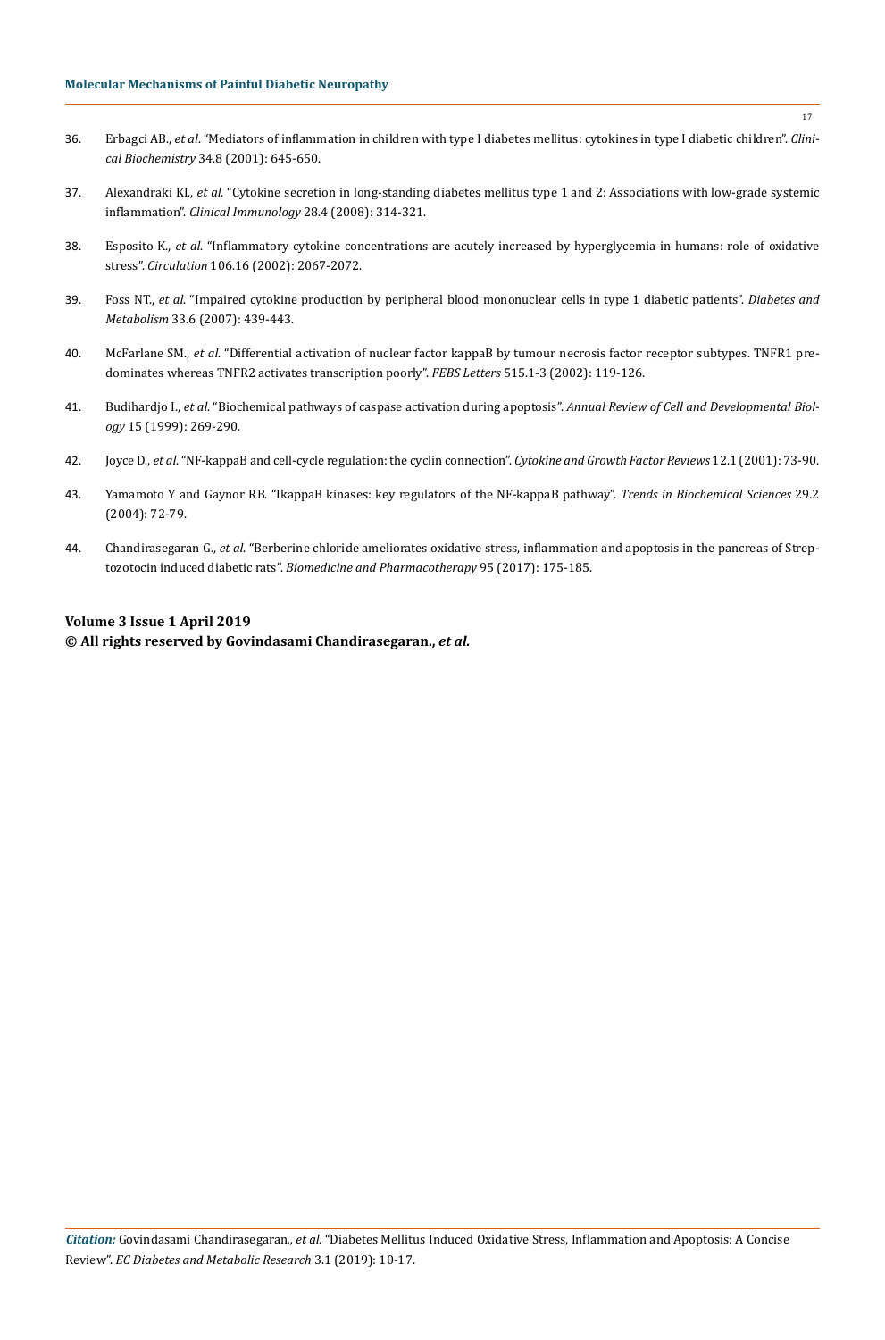36. Erbagci AB., *et al*. "Mediators of inflammation in children with type I diabetes mellitus: cytokines in type I diabetic children". *Clinical Biochemistry* 34.8 (2001): 645-650.

37. Alexandraki KI., *et al*. "Cytokine secretion in long-standing diabetes mellitus type 1 and 2: Associations with low-grade systemic inflammation". *Clinical Immunology* 28.4 (2008): 314-321.

38. Esposito K., *et al*. "Inflammatory cytokine concentrations are acutely increased by hyperglycemia in humans: role of oxidative stress". *Circulation* 106.16 (2002): 2067-2072.

39. Foss NT., *et al*. "Impaired cytokine production by peripheral blood mononuclear cells in type 1 diabetic patients". *Diabetes and Metabolism* 33.6 (2007): 439-443.

40. McFarlane SM., *et al*. "Differential activation of nuclear factor kappaB by tumour necrosis factor receptor subtypes. TNFR1 predominates whereas TNFR2 activates transcription poorly". *FEBS Letters* 515.1-3 (2002): 119-126.

41. Budihardjo I., *et al*. "Biochemical pathways of caspase activation during apoptosis". *Annual Review of Cell and Developmental Biology* 15 (1999): 269-290.

42. Joyce D., *et al*. "NF-kappaB and cell-cycle regulation: the cyclin connection". *Cytokine and Growth Factor Reviews* 12.1 (2001): 73-90.

43. Yamamoto Y and Gaynor RB. "IkappaB kinases: key regulators of the NF-kappaB pathway". *Trends in Biochemical Sciences* 29.2 (2004): 72-79.

44. Chandirasegaran G., *et al*. "Berberine chloride ameliorates oxidative stress, inflammation and apoptosis in the pancreas of Streptozotocin induced diabetic rats". *Biomedicine and Pharmacotherapy* 95 (2017): 175-185.

**Volume 3 Issue 1 April 2019**
**© All rights reserved by Govindasami Chandirasegaran., *et al.***